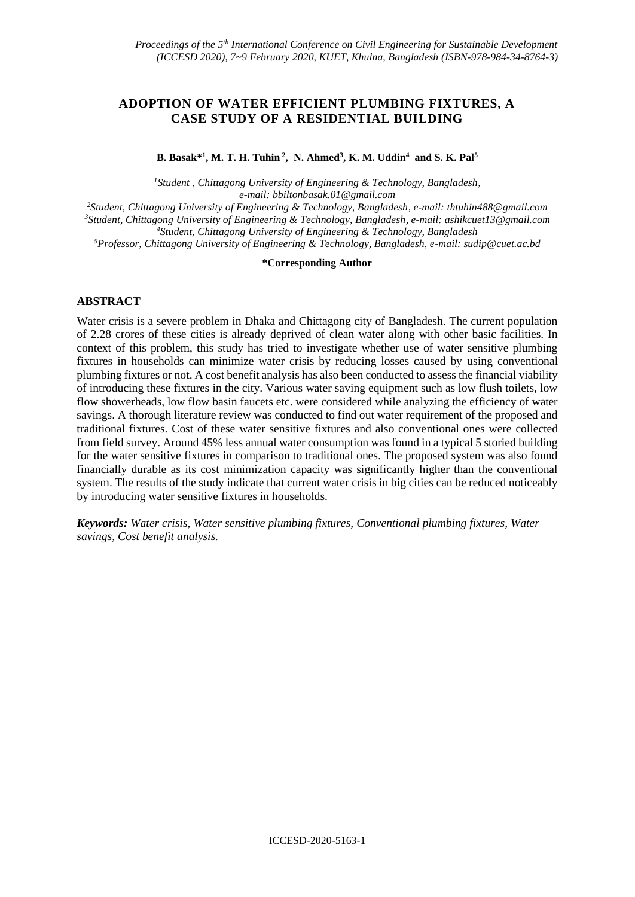# ADOPTION OF WATER EFFICIENT PLUMBING FIXTURES, A CASE STUDY OF A RESIDENTIAL BUILDING

**B. Basak*[1], M. T. H. Tuhin [2], N. Ahmed[3], K. M. Uddin[4] and S. K. Pal[5]**

*[1]Student , Chittagong University of Engineering & Technology, Bangladesh, e-mail: bbiltonbasak.01@gmail.com*

*[2]Student, Chittagong University of Engineering & Technology, Bangladesh, e-mail: thtuhin488@gmail.com*

*[3]Student, Chittagong University of Engineering & Technology, Bangladesh, e-mail: ashikcuet13@gmail.com*

*[4]Student, Chittagong University of Engineering & Technology, Bangladesh*

*[5]Professor, Chittagong University of Engineering & Technology, Bangladesh, e-mail: sudip@cuet.ac.bd*

**\*Corresponding Author**

## ABSTRACT

Water crisis is a severe problem in Dhaka and Chittagong city of Bangladesh. The current population of 2.28 crores of these cities is already deprived of clean water along with other basic facilities. In context of this problem, this study has tried to investigate whether use of water sensitive plumbing fixtures in households can minimize water crisis by reducing losses caused by using conventional plumbing fixtures or not. A cost benefit analysis has also been conducted to assess the financial viability of introducing these fixtures in the city. Various water saving equipment such as low flush toilets, low flow showerheads, low flow basin faucets etc. were considered while analyzing the efficiency of water savings. A thorough literature review was conducted to find out water requirement of the proposed and traditional fixtures. Cost of these water sensitive fixtures and also conventional ones were collected from field survey. Around 45% less annual water consumption was found in a typical 5 storied building for the water sensitive fixtures in comparison to traditional ones. The proposed system was also found financially durable as its cost minimization capacity was significantly higher than the conventional system. The results of the study indicate that current water crisis in big cities can be reduced noticeably by introducing water sensitive fixtures in households.

***Keywords:*** *Water crisis, Water sensitive plumbing fixtures, Conventional plumbing fixtures, Water savings, Cost benefit analysis.*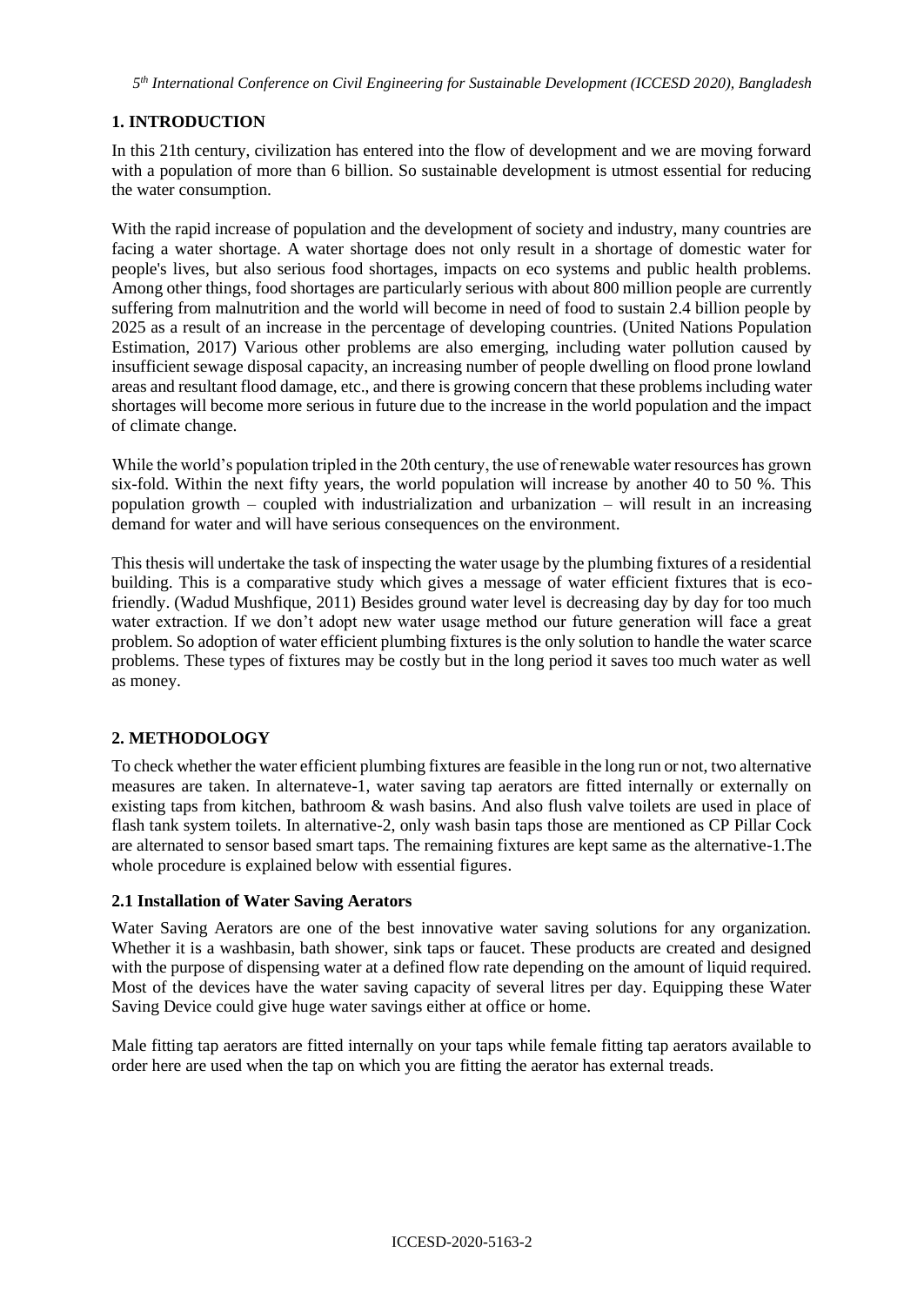## 1. INTRODUCTION

In this 21th century, civilization has entered into the flow of development and we are moving forward with a population of more than 6 billion. So sustainable development is utmost essential for reducing the water consumption.

With the rapid increase of population and the development of society and industry, many countries are facing a water shortage. A water shortage does not only result in a shortage of domestic water for people's lives, but also serious food shortages, impacts on eco systems and public health problems. Among other things, food shortages are particularly serious with about 800 million people are currently suffering from malnutrition and the world will become in need of food to sustain 2.4 billion people by 2025 as a result of an increase in the percentage of developing countries. (United Nations Population Estimation, 2017) Various other problems are also emerging, including water pollution caused by insufficient sewage disposal capacity, an increasing number of people dwelling on flood prone lowland areas and resultant flood damage, etc., and there is growing concern that these problems including water shortages will become more serious in future due to the increase in the world population and the impact of climate change.

While the world's population tripled in the 20th century, the use of renewable water resources has grown six-fold. Within the next fifty years, the world population will increase by another 40 to 50 %. This population growth – coupled with industrialization and urbanization – will result in an increasing demand for water and will have serious consequences on the environment.

This thesis will undertake the task of inspecting the water usage by the plumbing fixtures of a residential building. This is a comparative study which gives a message of water efficient fixtures that is eco-friendly. (Wadud Mushfique, 2011) Besides ground water level is decreasing day by day for too much water extraction. If we don't adopt new water usage method our future generation will face a great problem. So adoption of water efficient plumbing fixtures is the only solution to handle the water scarce problems. These types of fixtures may be costly but in the long period it saves too much water as well as money.

## 2. METHODOLOGY

To check whether the water efficient plumbing fixtures are feasible in the long run or not, two alternative measures are taken. In alternateve-1, water saving tap aerators are fitted internally or externally on existing taps from kitchen, bathroom & wash basins. And also flush valve toilets are used in place of flash tank system toilets. In alternative-2, only wash basin taps those are mentioned as CP Pillar Cock are alternated to sensor based smart taps. The remaining fixtures are kept same as the alternative-1.The whole procedure is explained below with essential figures.

### 2.1 Installation of Water Saving Aerators

Water Saving Aerators are one of the best innovative water saving solutions for any organization. Whether it is a washbasin, bath shower, sink taps or faucet. These products are created and designed with the purpose of dispensing water at a defined flow rate depending on the amount of liquid required. Most of the devices have the water saving capacity of several litres per day. Equipping these Water Saving Device could give huge water savings either at office or home.

Male fitting tap aerators are fitted internally on your taps while female fitting tap aerators available to order here are used when the tap on which you are fitting the aerator has external treads.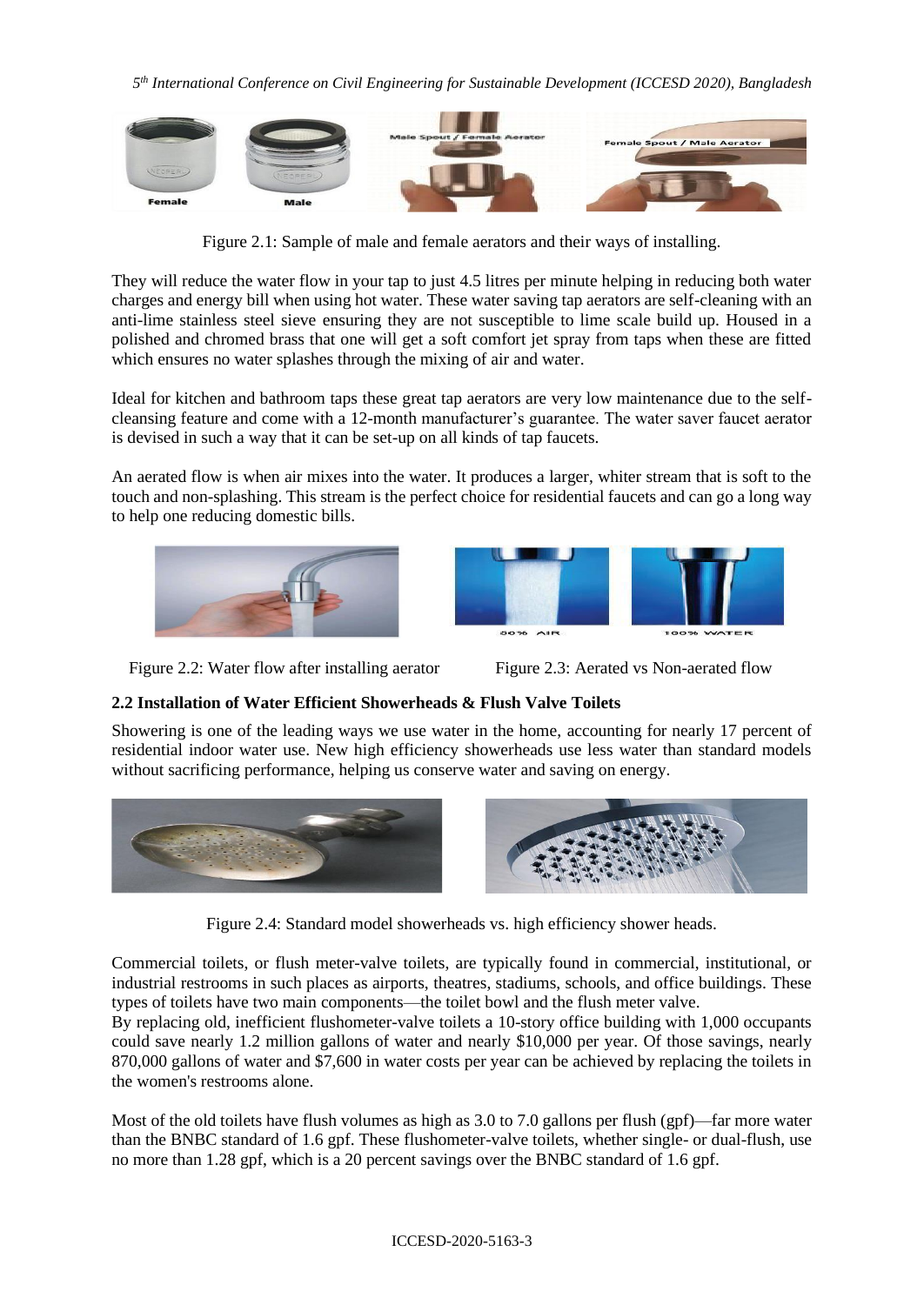Figure 2.1: Sample of male and female aerators and their ways of installing.

They will reduce the water flow in your tap to just 4.5 litres per minute helping in reducing both water charges and energy bill when using hot water. These water saving tap aerators are self-cleaning with an anti-lime stainless steel sieve ensuring they are not susceptible to lime scale build up. Housed in a polished and chromed brass that one will get a soft comfort jet spray from taps when these are fitted which ensures no water splashes through the mixing of air and water.

Ideal for kitchen and bathroom taps these great tap aerators are very low maintenance due to the self-cleansing feature and come with a 12-month manufacturer's guarantee. The water saver faucet aerator is devised in such a way that it can be set-up on all kinds of tap faucets.

An aerated flow is when air mixes into the water. It produces a larger, whiter stream that is soft to the touch and non-splashing. This stream is the perfect choice for residential faucets and can go a long way to help one reducing domestic bills.

Figure 2.2: Water flow after installing aerator

Figure 2.3: Aerated vs Non-aerated flow

### 2.2 Installation of Water Efficient Showerheads & Flush Valve Toilets

Showering is one of the leading ways we use water in the home, accounting for nearly 17 percent of residential indoor water use. New high efficiency showerheads use less water than standard models without sacrificing performance, helping us conserve water and saving on energy.

Figure 2.4: Standard model showerheads vs. high efficiency shower heads.

Commercial toilets, or flush meter-valve toilets, are typically found in commercial, institutional, or industrial restrooms in such places as airports, theatres, stadiums, schools, and office buildings. These types of toilets have two main components—the toilet bowl and the flush meter valve.
By replacing old, inefficient flushometer-valve toilets a 10-story office building with 1,000 occupants could save nearly 1.2 million gallons of water and nearly $10,000 per year. Of those savings, nearly 870,000 gallons of water and $7,600 in water costs per year can be achieved by replacing the toilets in the women's restrooms alone.

Most of the old toilets have flush volumes as high as 3.0 to 7.0 gallons per flush (gpf)—far more water than the BNBC standard of 1.6 gpf. These flushometer-valve toilets, whether single- or dual-flush, use no more than 1.28 gpf, which is a 20 percent savings over the BNBC standard of 1.6 gpf.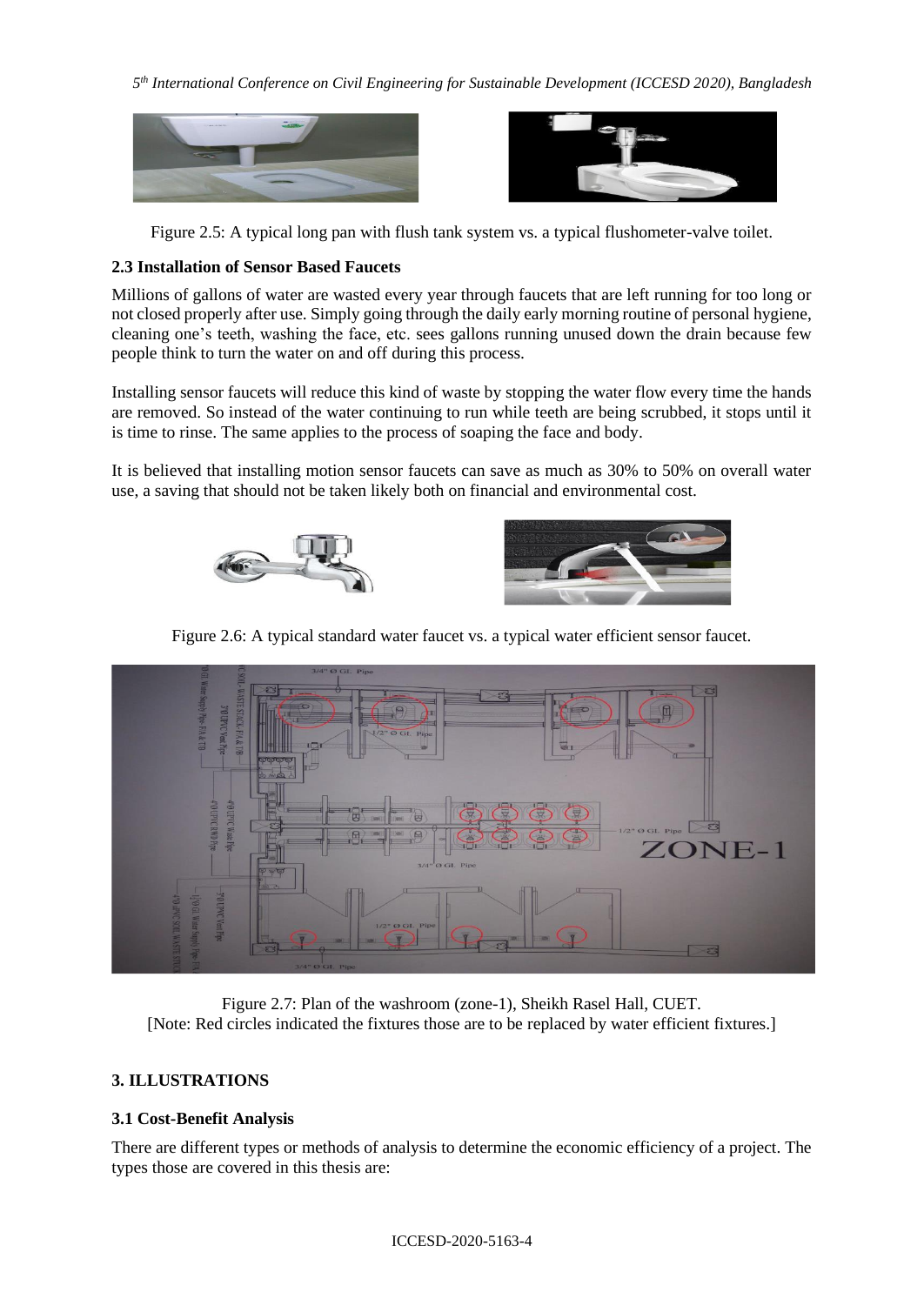Figure 2.5: A typical long pan with flush tank system vs. a typical flushometer-valve toilet.

### 2.3 Installation of Sensor Based Faucets

Millions of gallons of water are wasted every year through faucets that are left running for too long or not closed properly after use. Simply going through the daily early morning routine of personal hygiene, cleaning one's teeth, washing the face, etc. sees gallons running unused down the drain because few people think to turn the water on and off during this process.

Installing sensor faucets will reduce this kind of waste by stopping the water flow every time the hands are removed. So instead of the water continuing to run while teeth are being scrubbed, it stops until it is time to rinse. The same applies to the process of soaping the face and body.

It is believed that installing motion sensor faucets can save as much as 30% to 50% on overall water use, a saving that should not be taken likely both on financial and environmental cost.

Figure 2.6: A typical standard water faucet vs. a typical water efficient sensor faucet.

Figure 2.7: Plan of the washroom (zone-1), Sheikh Rasel Hall, CUET.
[Note: Red circles indicated the fixtures those are to be replaced by water efficient fixtures.]

## 3. ILLUSTRATIONS

### 3.1 Cost-Benefit Analysis

There are different types or methods of analysis to determine the economic efficiency of a project. The types those are covered in this thesis are: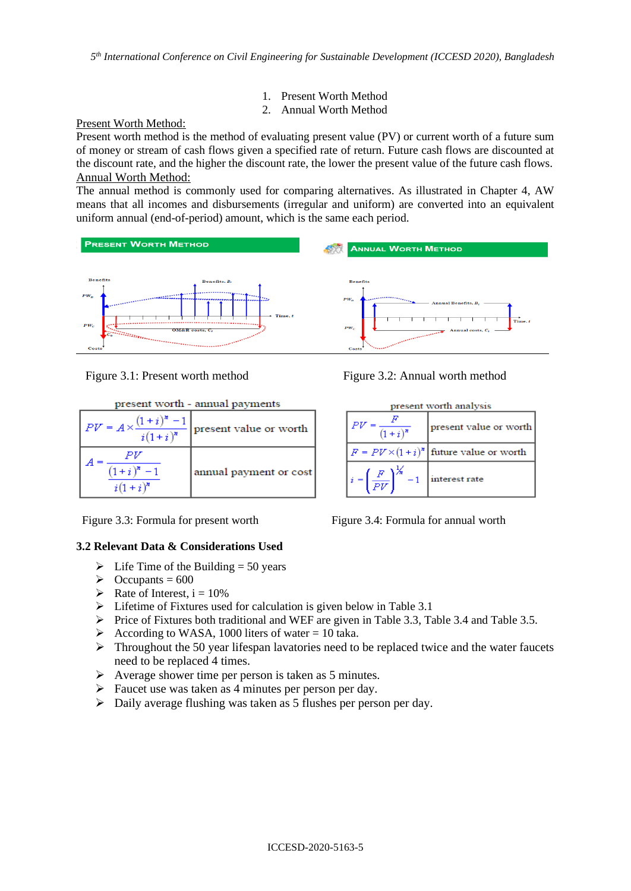1. Present Worth Method
2. Annual Worth Method

Present Worth Method:

Present worth method is the method of evaluating present value (PV) or current worth of a future sum of money or stream of cash flows given a specified rate of return. Future cash flows are discounted at the discount rate, and the higher the discount rate, the lower the present value of the future cash flows.

Annual Worth Method:

The annual method is commonly used for comparing alternatives. As illustrated in Chapter 4, AW means that all incomes and disbursements (irregular and uniform) are converted into an equivalent uniform annual (end-of-period) amount, which is the same each period.

Figure 3.1: Present worth method

Figure 3.2: Annual worth method

present worth - annual payments

| | |
|---|---|
| $PV = A \times \frac{(1+i)^n - 1}{i(1+i)^n}$ | present value or worth |
| $A = \frac{PV}{\frac{(1+i)^n - 1}{i(1+i)^n}}$ | annual payment or cost |

Figure 3.3: Formula for present worth

present worth analysis

| | |
|---|---|
| $PV = \frac{F}{(1+i)^n}$ | present value or worth |
| $F = PV \times (1+i)^n$ | future value or worth |
| $i = \left(\frac{F}{PV}\right)^{\frac{1}{n}} - 1$ | interest rate |

Figure 3.4: Formula for annual worth

### 3.2 Relevant Data & Considerations Used

- Life Time of the Building = 50 years
- Occupants = 600
- Rate of Interest, i = 10%
- Lifetime of Fixtures used for calculation is given below in Table 3.1
- Price of Fixtures both traditional and WEF are given in Table 3.3, Table 3.4 and Table 3.5.
- According to WASA, 1000 liters of water = 10 taka.
- Throughout the 50 year lifespan lavatories need to be replaced twice and the water faucets need to be replaced 4 times.
- Average shower time per person is taken as 5 minutes.
- Faucet use was taken as 4 minutes per person per day.
- Daily average flushing was taken as 5 flushes per person per day.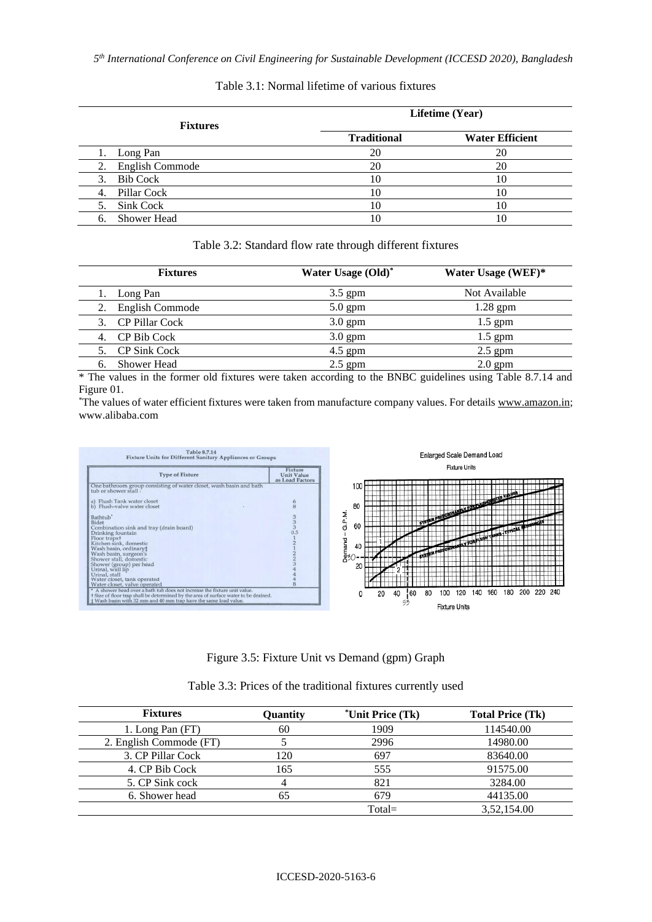Table 3.1: Normal lifetime of various fixtures

| Fixtures | Lifetime (Year) | |
|---|---|---|
| | Traditional | Water Efficient |
| 1. Long Pan | 20 | 20 |
| 2. English Commode | 20 | 20 |
| 3. Bib Cock | 10 | 10 |
| 4. Pillar Cock | 10 | 10 |
| 5. Sink Cock | 10 | 10 |
| 6. Shower Head | 10 | 10 |

Table 3.2: Standard flow rate through different fixtures

| Fixtures | Water Usage (Old)* | Water Usage (WEF)* |
|---|---|---|
| 1. Long Pan | 3.5 gpm | Not Available |
| 2. English Commode | 5.0 gpm | 1.28 gpm |
| 3. CP Pillar Cock | 3.0 gpm | 1.5 gpm |
| 4. CP Bib Cock | 3.0 gpm | 1.5 gpm |
| 5. CP Sink Cock | 4.5 gpm | 2.5 gpm |
| 6. Shower Head | 2.5 gpm | 2.0 gpm |

* The values in the former old fixtures were taken according to the BNBC guidelines using Table 8.7.14 and Figure 01.

*The values of water efficient fixtures were taken from manufacture company values. For details www.amazon.in; www.alibaba.com

Figure 3.5: Fixture Unit vs Demand (gpm) Graph

Table 3.3: Prices of the traditional fixtures currently used

| Fixtures | Quantity | *Unit Price (Tk) | Total Price (Tk) |
|---|---|---|---|
| 1. Long Pan (FT) | 60 | 1909 | 114540.00 |
| 2. English Commode (FT) | 5 | 2996 | 14980.00 |
| 3. CP Pillar Cock | 120 | 697 | 83640.00 |
| 4. CP Bib Cock | 165 | 555 | 91575.00 |
| 5. CP Sink cock | 4 | 821 | 3284.00 |
| 6. Shower head | 65 | 679 | 44135.00 |
| | | Total= | 3,52,154.00 |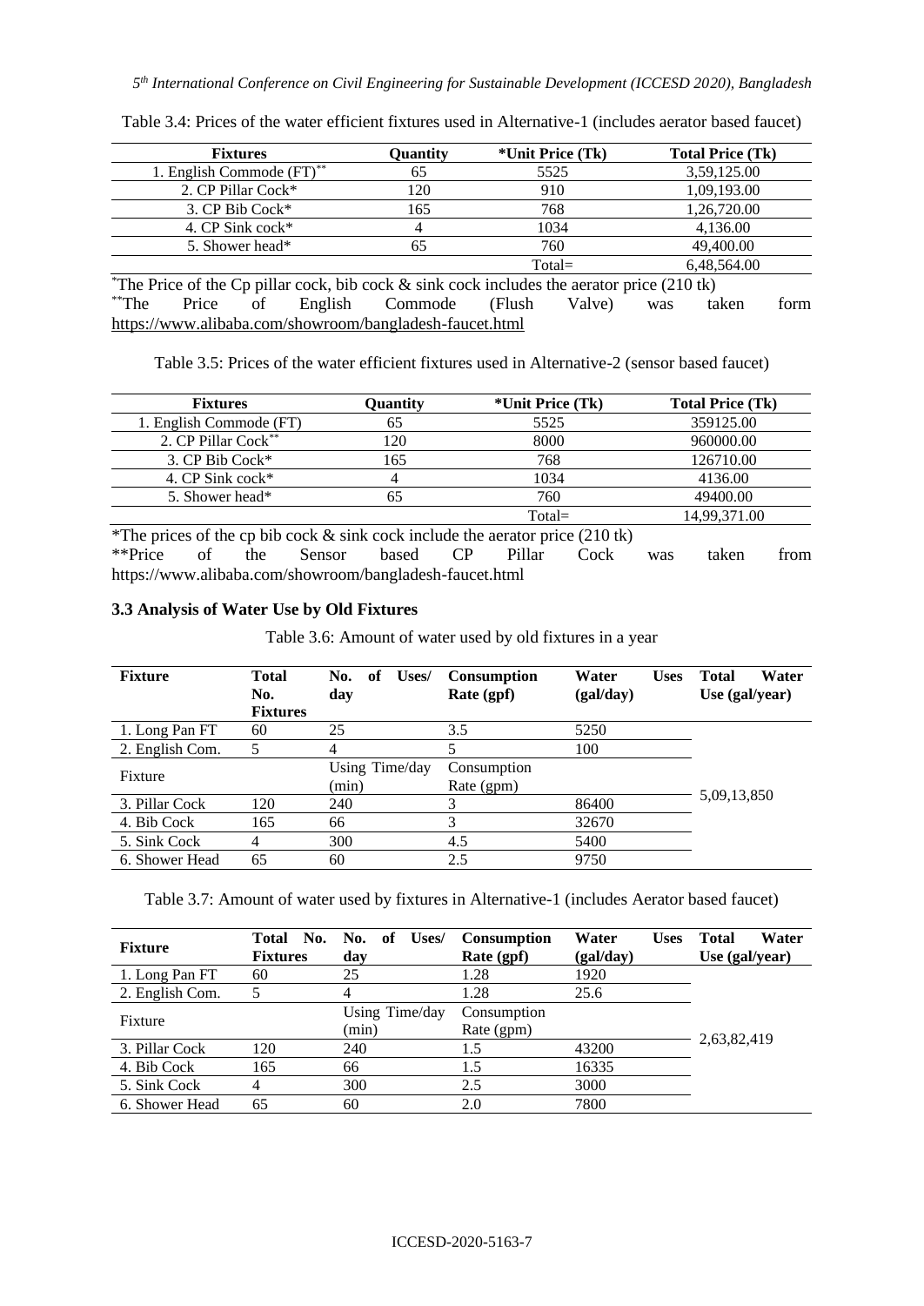Table 3.4: Prices of the water efficient fixtures used in Alternative-1 (includes aerator based faucet)

| Fixtures | Quantity | *Unit Price (Tk) | Total Price (Tk) |
|---|---|---|---|
| 1. English Commode (FT)** | 65 | 5525 | 3,59,125.00 |
| 2. CP Pillar Cock* | 120 | 910 | 1,09,193.00 |
| 3. CP Bib Cock* | 165 | 768 | 1,26,720.00 |
| 4. CP Sink cock* | 4 | 1034 | 4,136.00 |
| 5. Shower head* | 65 | 760 | 49,400.00 |
| | | Total= | 6,48,564.00 |

*The Price of the Cp pillar cock, bib cock & sink cock includes the aerator price (210 tk)
**The Price of English Commode (Flush Valve) was taken form https://www.alibaba.com/showroom/bangladesh-faucet.html

Table 3.5: Prices of the water efficient fixtures used in Alternative-2 (sensor based faucet)

| Fixtures | Quantity | *Unit Price (Tk) | Total Price (Tk) |
|---|---|---|---|
| 1. English Commode (FT) | 65 | 5525 | 359125.00 |
| 2. CP Pillar Cock** | 120 | 8000 | 960000.00 |
| 3. CP Bib Cock* | 165 | 768 | 126710.00 |
| 4. CP Sink cock* | 4 | 1034 | 4136.00 |
| 5. Shower head* | 65 | 760 | 49400.00 |
| | | Total= | 14,99,371.00 |

*The prices of the cp bib cock & sink cock include the aerator price (210 tk)
**Price of the Sensor based CP Pillar Cock was taken from https://www.alibaba.com/showroom/bangladesh-faucet.html

### 3.3 Analysis of Water Use by Old Fixtures

Table 3.6: Amount of water used by old fixtures in a year

| Fixture | Total No. Fixtures | No. of Uses/ day | Consumption Rate (gpf) | Water Uses (gal/day) | Total Water Use (gal/year) |
|---|---|---|---|---|---|
| 1. Long Pan FT | 60 | 25 | 3.5 | 5250 | 5,09,13,850 |
| 2. English Com. | 5 | 4 | 5 | 100 | |
| Fixture | | Using Time/day (min) | Consumption Rate (gpm) | | |
| 3. Pillar Cock | 120 | 240 | 3 | 86400 | |
| 4. Bib Cock | 165 | 66 | 3 | 32670 | |
| 5. Sink Cock | 4 | 300 | 4.5 | 5400 | |
| 6. Shower Head | 65 | 60 | 2.5 | 9750 | |

Table 3.7: Amount of water used by fixtures in Alternative-1 (includes Aerator based faucet)

| Fixture | Total No. Fixtures | No. of Uses/ day | Consumption Rate (gpf) | Water Uses (gal/day) | Total Water Use (gal/year) |
|---|---|---|---|---|---|
| 1. Long Pan FT | 60 | 25 | 1.28 | 1920 | 2,63,82,419 |
| 2. English Com. | 5 | 4 | 1.28 | 25.6 | |
| Fixture | | Using Time/day (min) | Consumption Rate (gpm) | | |
| 3. Pillar Cock | 120 | 240 | 1.5 | 43200 | |
| 4. Bib Cock | 165 | 66 | 1.5 | 16335 | |
| 5. Sink Cock | 4 | 300 | 2.5 | 3000 | |
| 6. Shower Head | 65 | 60 | 2.0 | 7800 | |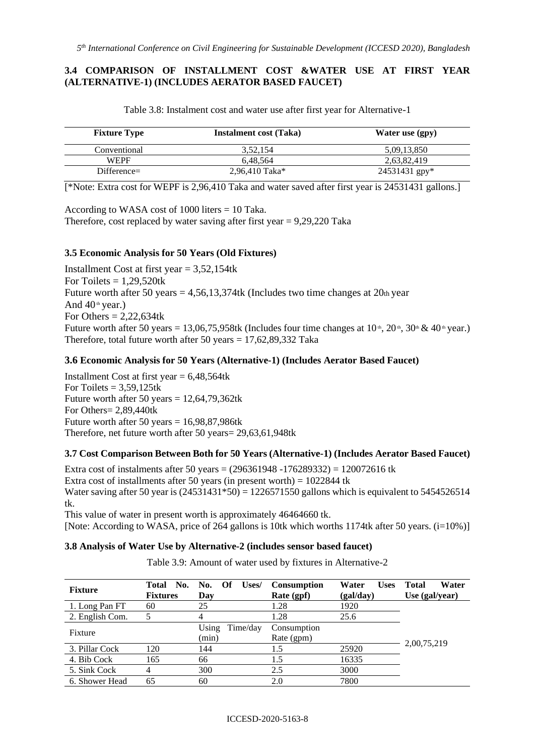### 3.4 COMPARISON OF INSTALLMENT COST &WATER USE AT FIRST YEAR (ALTERNATIVE-1) (INCLUDES AERATOR BASED FAUCET)

Table 3.8: Instalment cost and water use after first year for Alternative-1

| Fixture Type | Instalment cost (Taka) | Water use (gpy) |
|---|---|---|
| Conventional | 3,52,154 | 5,09,13,850 |
| WEPF | 6,48,564 | 2,63,82,419 |
| Difference= | 2,96,410 Taka* | 24531431 gpy* |

[*Note: Extra cost for WEPF is 2,96,410 Taka and water saved after first year is 24531431 gallons.]

According to WASA cost of 1000 liters = 10 Taka.
Therefore, cost replaced by water saving after first year = 9,29,220 Taka

### 3.5 Economic Analysis for 50 Years (Old Fixtures)

Installment Cost at first year = 3,52,154tk
For Toilets = 1,29,520tk
Future worth after 50 years = 4,56,13,374tk (Includes two time changes at 20th year And 40th year.)
For Others = 2,22,634tk
Future worth after 50 years = 13,06,75,958tk (Includes four time changes at 10th, 20th, 30th & 40th year.)
Therefore, total future worth after 50 years = 17,62,89,332 Taka

### 3.6 Economic Analysis for 50 Years (Alternative-1) (Includes Aerator Based Faucet)

Installment Cost at first year = 6,48,564tk
For Toilets = 3,59,125tk
Future worth after 50 years = 12,64,79,362tk
For Others= 2,89,440tk
Future worth after 50 years = 16,98,87,986tk
Therefore, net future worth after 50 years= 29,63,61,948tk

### 3.7 Cost Comparison Between Both for 50 Years (Alternative-1) (Includes Aerator Based Faucet)

Extra cost of instalments after 50 years = (296361948 -176289332) = 120072616 tk
Extra cost of installments after 50 years (in present worth) = 1022844 tk
Water saving after 50 year is (24531431*50) = 1226571550 gallons which is equivalent to 5454526514 tk.
This value of water in present worth is approximately 46464660 tk.
[Note: According to WASA, price of 264 gallons is 10tk which worths 1174tk after 50 years. (i=10%)]

### 3.8 Analysis of Water Use by Alternative-2 (includes sensor based faucet)

Table 3.9: Amount of water used by fixtures in Alternative-2

| Fixture | Total No. Fixtures | No. Of Uses/ Day | Consumption Rate (gpf) | Water Uses (gal/day) | Total Water Use (gal/year) |
|---|---|---|---|---|---|
| 1. Long Pan FT | 60 | 25 | 1.28 | 1920 | 2,00,75,219 |
| 2. English Com. | 5 | 4 | 1.28 | 25.6 | |
| Fixture | | Using Time/day (min) | Consumption Rate (gpm) | | |
| 3. Pillar Cock | 120 | 144 | 1.5 | 25920 | |
| 4. Bib Cock | 165 | 66 | 1.5 | 16335 | |
| 5. Sink Cock | 4 | 300 | 2.5 | 3000 | |
| 6. Shower Head | 65 | 60 | 2.0 | 7800 | |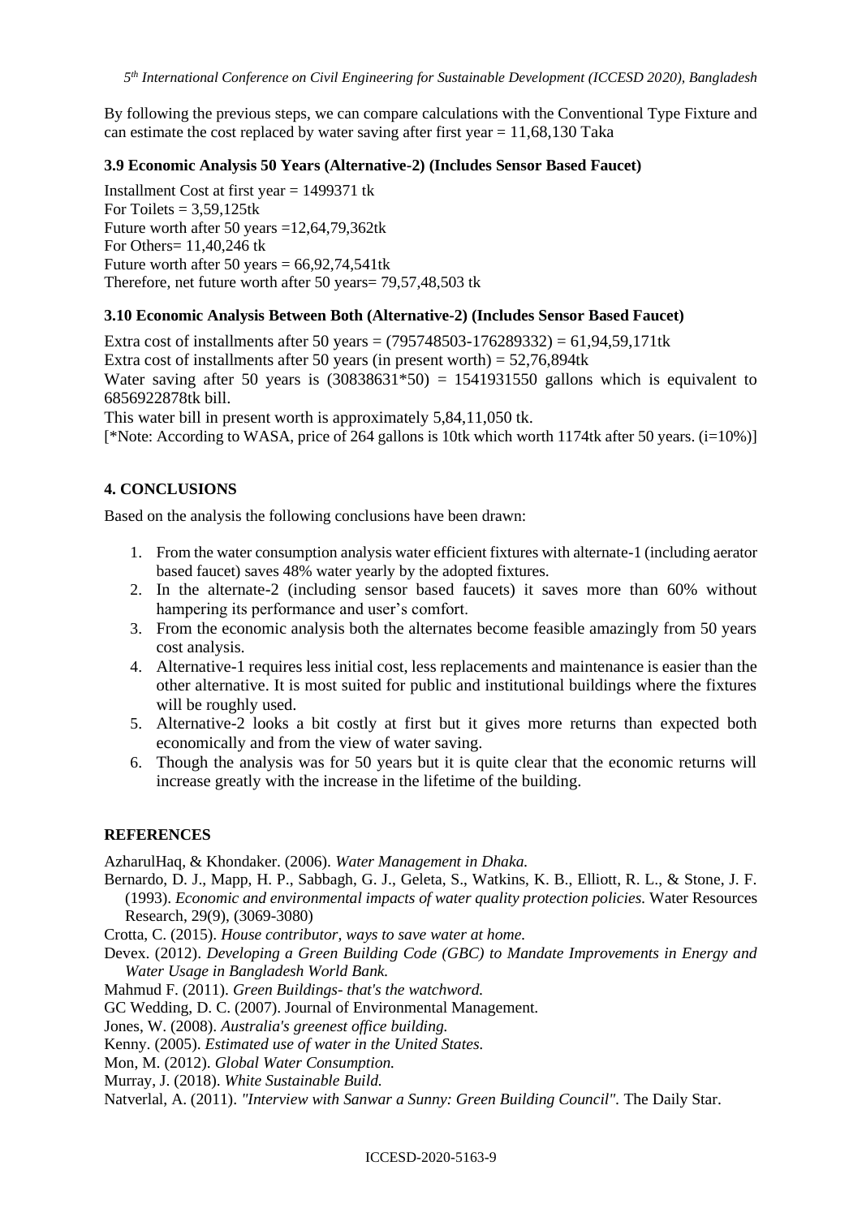By following the previous steps, we can compare calculations with the Conventional Type Fixture and can estimate the cost replaced by water saving after first year = 11,68,130 Taka

### 3.9 Economic Analysis 50 Years (Alternative-2) (Includes Sensor Based Faucet)

Installment Cost at first year = 1499371 tk
For Toilets = 3,59,125tk
Future worth after 50 years =12,64,79,362tk
For Others= 11,40,246 tk
Future worth after 50 years = 66,92,74,541tk
Therefore, net future worth after 50 years= 79,57,48,503 tk

### 3.10 Economic Analysis Between Both (Alternative-2) (Includes Sensor Based Faucet)

Extra cost of installments after 50 years = (795748503-176289332) = 61,94,59,171tk
Extra cost of installments after 50 years (in present worth) = 52,76,894tk
Water saving after 50 years is (30838631*50) = 1541931550 gallons which is equivalent to 6856922878tk bill.
This water bill in present worth is approximately 5,84,11,050 tk.
[*Note: According to WASA, price of 264 gallons is 10tk which worth 1174tk after 50 years. (i=10%)]

## 4. CONCLUSIONS

Based on the analysis the following conclusions have been drawn:

1. From the water consumption analysis water efficient fixtures with alternate-1 (including aerator based faucet) saves 48% water yearly by the adopted fixtures.
2. In the alternate-2 (including sensor based faucets) it saves more than 60% without hampering its performance and user's comfort.
3. From the economic analysis both the alternates become feasible amazingly from 50 years cost analysis.
4. Alternative-1 requires less initial cost, less replacements and maintenance is easier than the other alternative. It is most suited for public and institutional buildings where the fixtures will be roughly used.
5. Alternative-2 looks a bit costly at first but it gives more returns than expected both economically and from the view of water saving.
6. Though the analysis was for 50 years but it is quite clear that the economic returns will increase greatly with the increase in the lifetime of the building.

## REFERENCES

AzharulHaq, & Khondaker. (2006). *Water Management in Dhaka.*

Bernardo, D. J., Mapp, H. P., Sabbagh, G. J., Geleta, S., Watkins, K. B., Elliott, R. L., & Stone, J. F. (1993). *Economic and environmental impacts of water quality protection policies.* Water Resources Research, 29(9), (3069-3080)

Crotta, C. (2015). *House contributor, ways to save water at home.*

Devex. (2012). *Developing a Green Building Code (GBC) to Mandate Improvements in Energy and Water Usage in Bangladesh World Bank.*

Mahmud F. (2011). *Green Buildings- that's the watchword.*

GC Wedding, D. C. (2007). Journal of Environmental Management.

Jones, W. (2008). *Australia's greenest office building.*

Kenny. (2005). *Estimated use of water in the United States.*

Mon, M. (2012). *Global Water Consumption.*

Murray, J. (2018). *White Sustainable Build.*

Natverlal, A. (2011). *"Interview with Sanwar a Sunny: Green Building Council".* The Daily Star.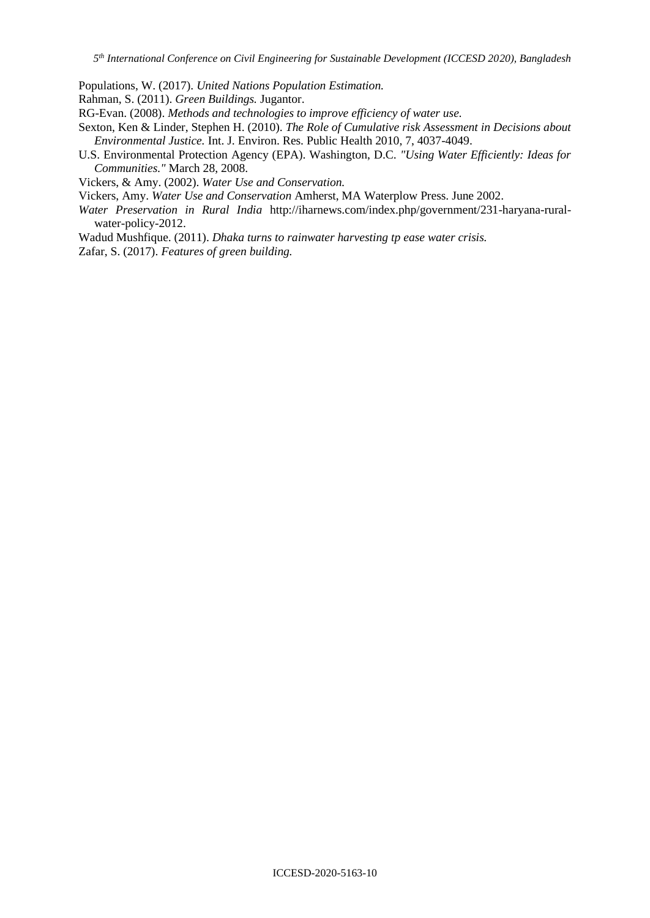Populations, W. (2017). *United Nations Population Estimation.*

Rahman, S. (2011). *Green Buildings.* Jugantor.

RG-Evan. (2008). *Methods and technologies to improve efficiency of water use.*

Sexton, Ken & Linder, Stephen H. (2010). *The Role of Cumulative risk Assessment in Decisions about Environmental Justice.* Int. J. Environ. Res. Public Health 2010, 7, 4037-4049.

U.S. Environmental Protection Agency (EPA). Washington, D.C. *"Using Water Efficiently: Ideas for Communities."* March 28, 2008.

Vickers, & Amy. (2002). *Water Use and Conservation.*

Vickers, Amy. *Water Use and Conservation* Amherst, MA Waterplow Press. June 2002.

*Water Preservation in Rural India* http://iharnews.com/index.php/government/231-haryana-rural-water-policy-2012.

Wadud Mushfique. (2011). *Dhaka turns to rainwater harvesting tp ease water crisis.*

Zafar, S. (2017). *Features of green building.*